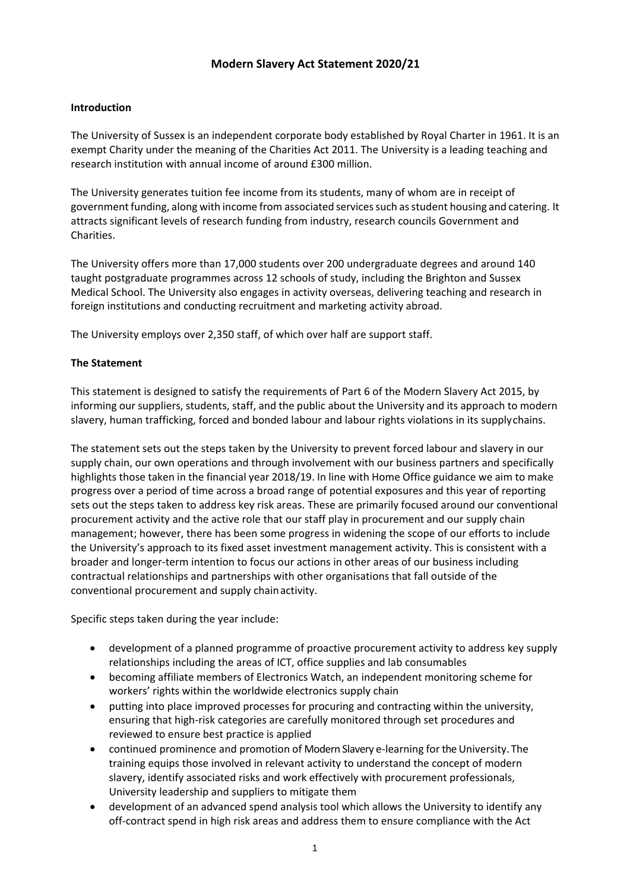# Modern Slavery Act Statement 2020/21

## Introduction

The University of Sussex is an independent corporate body established by Royal Charter in 1961. It is an exempt Charity under the meaning of the Charities Act 2011. The University is a leading teaching and research institution with annual income of around £300 million.

The University generates tuition fee income from its students, many of whom are in receipt of government funding, along with income from associated services such as student housing and catering. It attracts significant levels of research funding from industry, research councils Government and Charities.

The University offers more than 17,000 students over 200 undergraduate degrees and around 140 taught postgraduate programmes across 12 schools of study, including the Brighton and Sussex Medical School. The University also engages in activity overseas, delivering teaching and research in foreign institutions and conducting recruitment and marketing activity abroad.

The University employs over 2,350 staff, of which over half are support staff.

## The Statement

This statement is designed to satisfy the requirements of Part 6 of the Modern Slavery Act 2015, by informing our suppliers, students, staff, and the public about the University and its approach to modern slavery, human trafficking, forced and bonded labour and labour rights violations in its supply chains.

The statement sets out the steps taken by the University to prevent forced labour and slavery in our supply chain, our own operations and through involvement with our business partners and specifically highlights those taken in the financial year 2018/19. In line with Home Office guidance we aim to make progress over a period of time across a broad range of potential exposures and this year of reporting sets out the steps taken to address key risk areas. These are primarily focused around our conventional procurement activity and the active role that our staff play in procurement and our supply chain management; however, there has been some progress in widening the scope of our efforts to include the University's approach to its fixed asset investment management activity. This is consistent with a broader and longer-term intention to focus our actions in other areas of our business including contractual relationships and partnerships with other organisations that fall outside of the conventional procurement and supply chain activity.

Specific steps taken during the year include:

- development of a planned programme of proactive procurement activity to address key supply relationships including the areas of ICT, office supplies and lab consumables
- becoming affiliate members of Electronics Watch, an independent monitoring scheme for workers' rights within the worldwide electronics supply chain
- putting into place improved processes for procuring and contracting within the university, ensuring that high-risk categories are carefully monitored through set procedures and reviewed to ensure best practice is applied
- continued prominence and promotion of Modern Slavery e-learning for the University. The training equips those involved in relevant activity to understand the concept of modern slavery, identify associated risks and work effectively with procurement professionals, University leadership and suppliers to mitigate them
- development of an advanced spend analysis tool which allows the University to identify any off-contract spend in high risk areas and address them to ensure compliance with the Act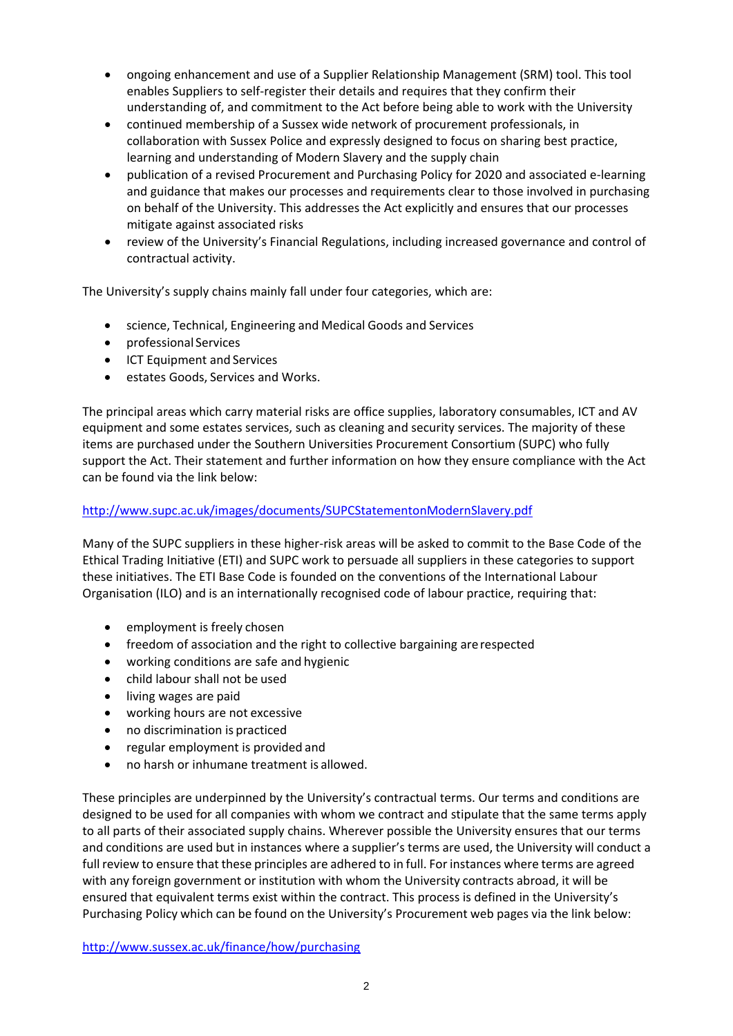- ongoing enhancement and use of a Supplier Relationship Management (SRM) tool. This tool enables Suppliers to self-register their details and requires that they confirm their understanding of, and commitment to the Act before being able to work with the University
- continued membership of a Sussex wide network of procurement professionals, in collaboration with Sussex Police and expressly designed to focus on sharing best practice, learning and understanding of Modern Slavery and the supply chain
- publication of a revised Procurement and Purchasing Policy for 2020 and associated e-learning and guidance that makes our processes and requirements clear to those involved in purchasing on behalf of the University. This addresses the Act explicitly and ensures that our processes mitigate against associated risks
- review of the University's Financial Regulations, including increased governance and control of contractual activity.

The University's supply chains mainly fall under four categories, which are:

- science, Technical, Engineering and Medical Goods and Services
- professional Services
- ICT Equipment and Services
- estates Goods, Services and Works.

The principal areas which carry material risks are office supplies, laboratory consumables, ICT and AV equipment and some estates services, such as cleaning and security services. The majority of these items are purchased under the Southern Universities Procurement Consortium (SUPC) who fully support the Act. Their statement and further information on how they ensure compliance with the Act can be found via the link below:

http://www.supc.ac.uk/images/documents/SUPCStatementonModernSlavery.pdf

Many of the SUPC suppliers in these higher-risk areas will be asked to commit to the Base Code of the Ethical Trading Initiative (ETI) and SUPC work to persuade all suppliers in these categories to support these initiatives. The ETI Base Code is founded on the conventions of the International Labour Organisation (ILO) and is an internationally recognised code of labour practice, requiring that:

- employment is freely chosen
- freedom of association and the right to collective bargaining are respected
- working conditions are safe and hygienic
- child labour shall not be used
- living wages are paid
- working hours are not excessive
- no discrimination is practiced
- regular employment is provided and
- no harsh or inhumane treatment is allowed.

These principles are underpinned by the University's contractual terms. Our terms and conditions are designed to be used for all companies with whom we contract and stipulate that the same terms apply to all parts of their associated supply chains. Wherever possible the University ensures that our terms and conditions are used but in instances where a supplier's terms are used, the University will conduct a full review to ensure that these principles are adhered to in full. For instances where terms are agreed with any foreign government or institution with whom the University contracts abroad, it will be ensured that equivalent terms exist within the contract. This process is defined in the University's Purchasing Policy which can be found on the University's Procurement web pages via the link below:

http://www.sussex.ac.uk/finance/how/purchasing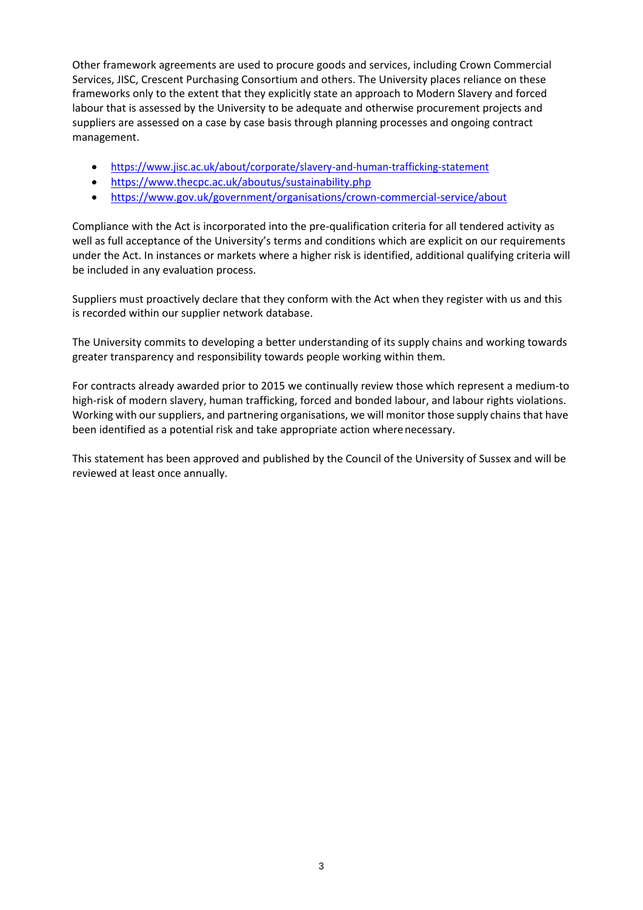Other framework agreements are used to procure goods and services, including Crown Commercial Services, JISC, Crescent Purchasing Consortium and others. The University places reliance on these frameworks only to the extent that they explicitly state an approach to Modern Slavery and forced labour that is assessed by the University to be adequate and otherwise procurement projects and suppliers are assessed on a case by case basis through planning processes and ongoing contract management.

- https://www.jisc.ac.uk/about/corporate/slavery-and-human-trafficking-statement
- https://www.thecpc.ac.uk/aboutus/sustainability.php
- https://www.gov.uk/government/organisations/crown-commercial-service/about

Compliance with the Act is incorporated into the pre-qualification criteria for all tendered activity as well as full acceptance of the University's terms and conditions which are explicit on our requirements under the Act. In instances or markets where a higher risk is identified, additional qualifying criteria will be included in any evaluation process.

Suppliers must proactively declare that they conform with the Act when they register with us and this is recorded within our supplier network database.

The University commits to developing a better understanding of its supply chains and working towards greater transparency and responsibility towards people working within them.

For contracts already awarded prior to 2015 we continually review those which represent a medium-to high-risk of modern slavery, human trafficking, forced and bonded labour, and labour rights violations. Working with our suppliers, and partnering organisations, we will monitor those supply chains that have been identified as a potential risk and take appropriate action where necessary.

This statement has been approved and published by the Council of the University of Sussex and will be reviewed at least once annually.